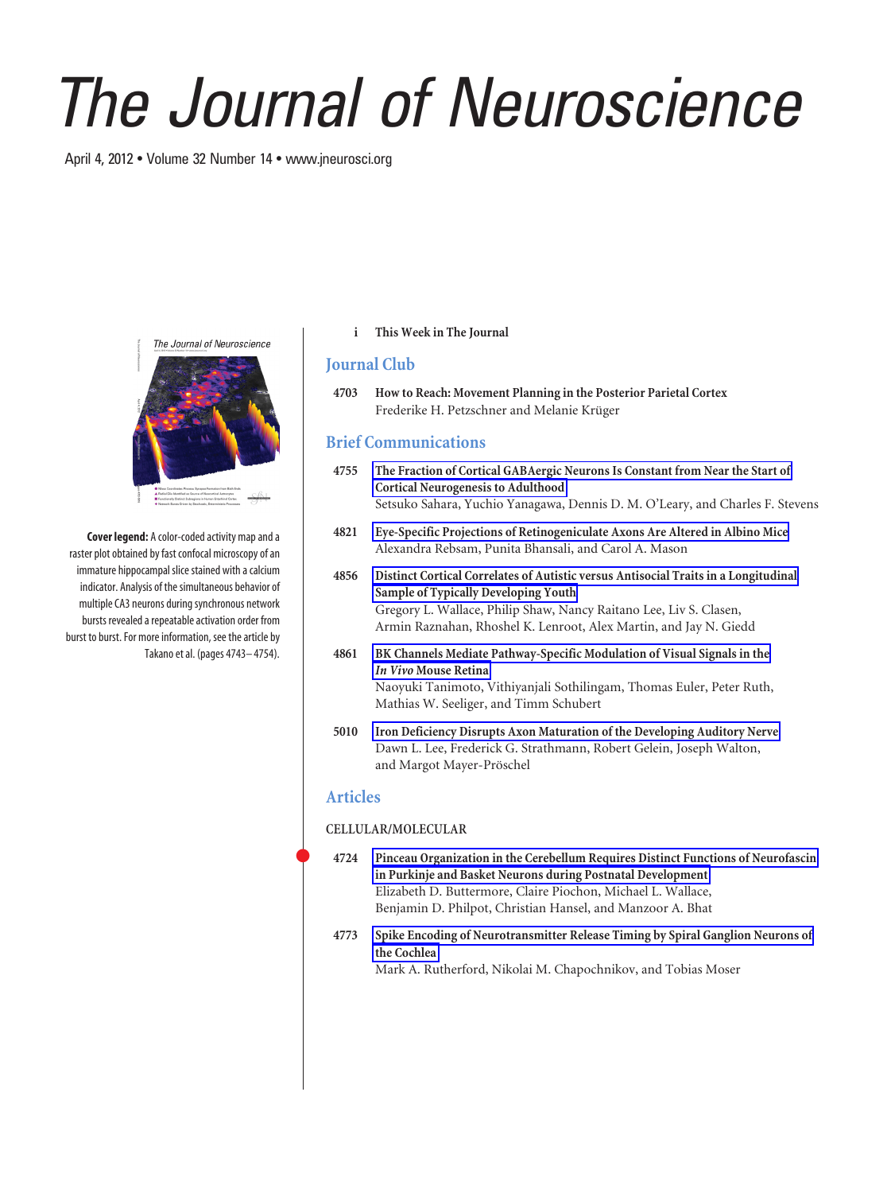# The Journal of Neuroscience

April 4, 2012 • Volume 32 Number 14 • www.jneurosci.org

**Cover legend:** A color-coded activity map and a raster plot obtained by fast confocal microscopy of an immature hippocampal slice stained with a calcium indicator. Analysis of the simultaneous behavior of multiple CA3 neurons during synchronous network bursts revealed a repeatable activation order from burst to burst. For more information, see the article by Takano et al. (pages 4743–4754).

i **This Week in The Journal**

## Journal Club

4703 **How to Reach: Movement Planning in the Posterior Parietal Cortex**
Frederike H. Petzschner and Melanie Krüger

## Brief Communications

4755 **The Fraction of Cortical GABAergic Neurons Is Constant from Near the Start of Cortical Neurogenesis to Adulthood**
Setsuko Sahara, Yuchio Yanagawa, Dennis D. M. O'Leary, and Charles F. Stevens

4821 **Eye-Specific Projections of Retinogeniculate Axons Are Altered in Albino Mice**
Alexandra Rebsam, Punita Bhansali, and Carol A. Mason

4856 **Distinct Cortical Correlates of Autistic versus Antisocial Traits in a Longitudinal Sample of Typically Developing Youth**
Gregory L. Wallace, Philip Shaw, Nancy Raitano Lee, Liv S. Clasen, Armin Raznahan, Rhoshel K. Lenroot, Alex Martin, and Jay N. Giedd

4861 **BK Channels Mediate Pathway-Specific Modulation of Visual Signals in the *In Vivo* Mouse Retina**
Naoyuki Tanimoto, Vithiyanjali Sothilingam, Thomas Euler, Peter Ruth, Mathias W. Seeliger, and Timm Schubert

5010 **Iron Deficiency Disrupts Axon Maturation of the Developing Auditory Nerve**
Dawn L. Lee, Frederick G. Strathmann, Robert Gelein, Joseph Walton, and Margot Mayer-Pröschel

## Articles

CELLULAR/MOLECULAR

4724 **Pinceau Organization in the Cerebellum Requires Distinct Functions of Neurofascin in Purkinje and Basket Neurons during Postnatal Development**
Elizabeth D. Buttermore, Claire Piochon, Michael L. Wallace, Benjamin D. Philpot, Christian Hansel, and Manzoor A. Bhat

4773 **Spike Encoding of Neurotransmitter Release Timing by Spiral Ganglion Neurons of the Cochlea**
Mark A. Rutherford, Nikolai M. Chapochnikov, and Tobias Moser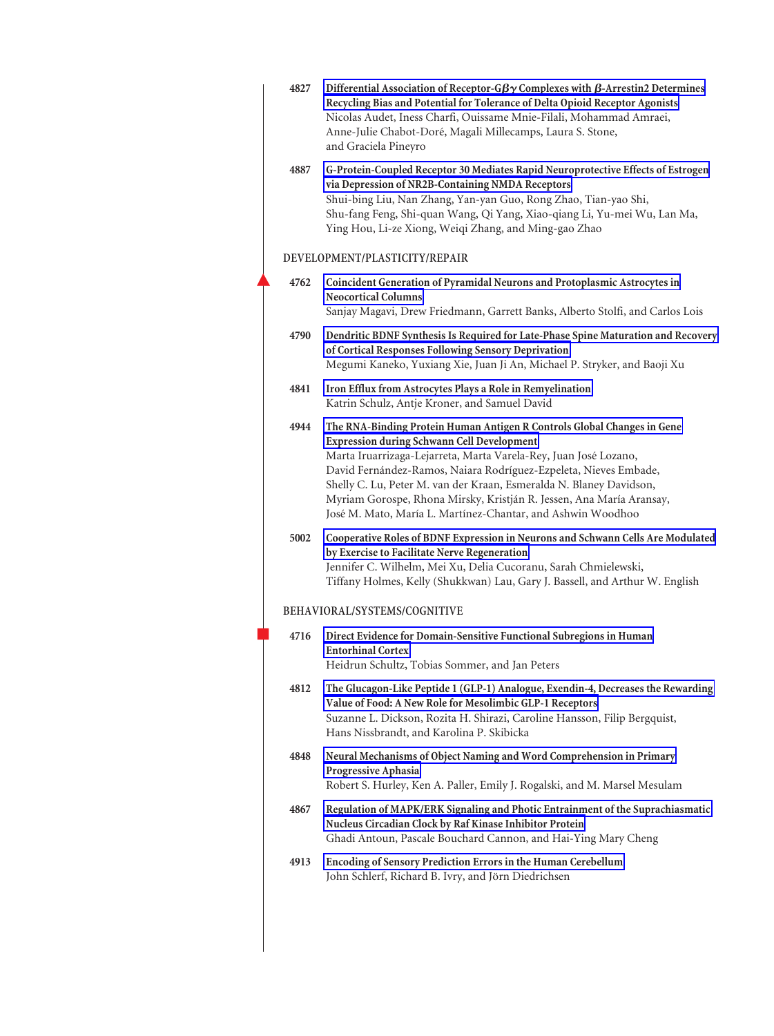4827 **Differential Association of Receptor-G$\beta\gamma$ Complexes with $\beta$-Arrestin2 Determines Recycling Bias and Potential for Tolerance of Delta Opioid Receptor Agonists**
Nicolas Audet, Iness Charfi, Ouissame Mnie-Filali, Mohammad Amraei, Anne-Julie Chabot-Doré, Magali Millecamps, Laura S. Stone, and Graciela Pineyro

4887 **G-Protein-Coupled Receptor 30 Mediates Rapid Neuroprotective Effects of Estrogen via Depression of NR2B-Containing NMDA Receptors**
Shui-bing Liu, Nan Zhang, Yan-yan Guo, Rong Zhao, Tian-yao Shi, Shu-fang Feng, Shi-quan Wang, Qi Yang, Xiao-qiang Li, Yu-mei Wu, Lan Ma, Ying Hou, Li-ze Xiong, Weiqi Zhang, and Ming-gao Zhao

## DEVELOPMENT/PLASTICITY/REPAIR

4762 **Coincident Generation of Pyramidal Neurons and Protoplasmic Astrocytes in Neocortical Columns**
Sanjay Magavi, Drew Friedmann, Garrett Banks, Alberto Stolfi, and Carlos Lois

4790 **Dendritic BDNF Synthesis Is Required for Late-Phase Spine Maturation and Recovery of Cortical Responses Following Sensory Deprivation**
Megumi Kaneko, Yuxiang Xie, Juan Ji An, Michael P. Stryker, and Baoji Xu

4841 **Iron Efflux from Astrocytes Plays a Role in Remyelination**
Katrin Schulz, Antje Kroner, and Samuel David

4944 **The RNA-Binding Protein Human Antigen R Controls Global Changes in Gene Expression during Schwann Cell Development**
Marta Iruarrizaga-Lejarreta, Marta Varela-Rey, Juan José Lozano, David Fernández-Ramos, Naiara Rodríguez-Ezpeleta, Nieves Embade, Shelly C. Lu, Peter M. van der Kraan, Esmeralda N. Blaney Davidson, Myriam Gorospe, Rhona Mirsky, Kristján R. Jessen, Ana María Aransay, José M. Mato, María L. Martínez-Chantar, and Ashwin Woodhoo

5002 **Cooperative Roles of BDNF Expression in Neurons and Schwann Cells Are Modulated by Exercise to Facilitate Nerve Regeneration**
Jennifer C. Wilhelm, Mei Xu, Delia Cucoranu, Sarah Chmielewski, Tiffany Holmes, Kelly (Shukkwan) Lau, Gary J. Bassell, and Arthur W. English

## BEHAVIORAL/SYSTEMS/COGNITIVE

4716 **Direct Evidence for Domain-Sensitive Functional Subregions in Human Entorhinal Cortex**
Heidrun Schultz, Tobias Sommer, and Jan Peters

4812 **The Glucagon-Like Peptide 1 (GLP-1) Analogue, Exendin-4, Decreases the Rewarding Value of Food: A New Role for Mesolimbic GLP-1 Receptors**
Suzanne L. Dickson, Rozita H. Shirazi, Caroline Hansson, Filip Bergquist, Hans Nissbrandt, and Karolina P. Skibicka

4848 **Neural Mechanisms of Object Naming and Word Comprehension in Primary Progressive Aphasia**
Robert S. Hurley, Ken A. Paller, Emily J. Rogalski, and M. Marsel Mesulam

4867 **Regulation of MAPK/ERK Signaling and Photic Entrainment of the Suprachiasmatic Nucleus Circadian Clock by Raf Kinase Inhibitor Protein**
Ghadi Antoun, Pascale Bouchard Cannon, and Hai-Ying Mary Cheng

4913 **Encoding of Sensory Prediction Errors in the Human Cerebellum**
John Schlerf, Richard B. Ivry, and Jörn Diedrichsen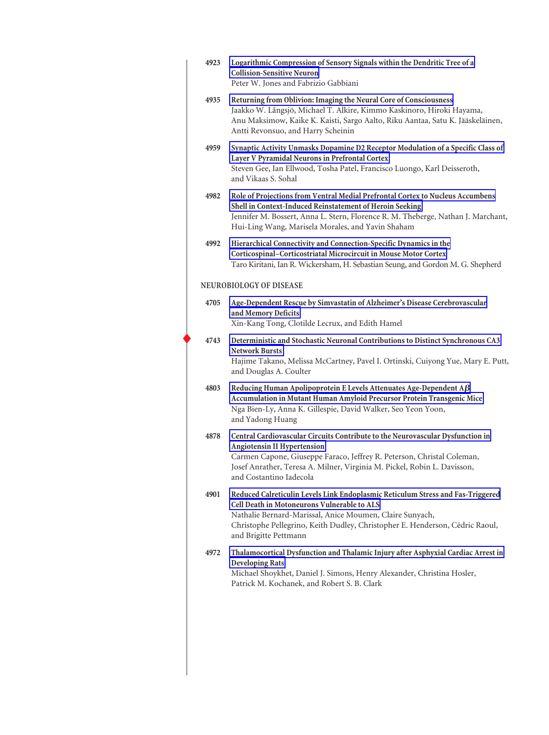4923 **Logarithmic Compression of Sensory Signals within the Dendritic Tree of a Collision-Sensitive Neuron**
Peter W. Jones and Fabrizio Gabbiani

4935 **Returning from Oblivion: Imaging the Neural Core of Consciousness**
Jaakko W. Långsjö, Michael T. Alkire, Kimmo Kaskinoro, Hiroki Hayama, Anu Maksimow, Kaike K. Kaisti, Sargo Aalto, Riku Aantaa, Satu K. Jääskeläinen, Antti Revonsuo, and Harry Scheinin

4959 **Synaptic Activity Unmasks Dopamine D2 Receptor Modulation of a Specific Class of Layer V Pyramidal Neurons in Prefrontal Cortex**
Steven Gee, Ian Ellwood, Tosha Patel, Francisco Luongo, Karl Deisseroth, and Vikaas S. Sohal

4982 **Role of Projections from Ventral Medial Prefrontal Cortex to Nucleus Accumbens Shell in Context-Induced Reinstatement of Heroin Seeking**
Jennifer M. Bossert, Anna L. Stern, Florence R. M. Theberge, Nathan J. Marchant, Hui-Ling Wang, Marisela Morales, and Yavin Shaham

4992 **Hierarchical Connectivity and Connection-Specific Dynamics in the Corticospinal–Corticostriatal Microcircuit in Mouse Motor Cortex**
Taro Kiritani, Ian R. Wickersham, H. Sebastian Seung, and Gordon M. G. Shepherd

## NEUROBIOLOGY OF DISEASE

4705 **Age-Dependent Rescue by Simvastatin of Alzheimer's Disease Cerebrovascular and Memory Deficits**
Xin-Kang Tong, Clotilde Lecrux, and Edith Hamel

4743 **Deterministic and Stochastic Neuronal Contributions to Distinct Synchronous CA3 Network Bursts**
Hajime Takano, Melissa McCartney, Pavel I. Ortinski, Cuiyong Yue, Mary E. Putt, and Douglas A. Coulter

4803 **Reducing Human Apolipoprotein E Levels Attenuates Age-Dependent A$\beta$ Accumulation in Mutant Human Amyloid Precursor Protein Transgenic Mice**
Nga Bien-Ly, Anna K. Gillespie, David Walker, Seo Yeon Yoon, and Yadong Huang

4878 **Central Cardiovascular Circuits Contribute to the Neurovascular Dysfunction in Angiotensin II Hypertension**
Carmen Capone, Giuseppe Faraco, Jeffrey R. Peterson, Christal Coleman, Josef Anrather, Teresa A. Milner, Virginia M. Pickel, Robin L. Davisson, and Costantino Iadecola

4901 **Reduced Calreticulin Levels Link Endoplasmic Reticulum Stress and Fas-Triggered Cell Death in Motoneurons Vulnerable to ALS**
Nathalie Bernard-Marissal, Anice Moumen, Claire Sunyach, Christophe Pellegrino, Keith Dudley, Christopher E. Henderson, Cédric Raoul, and Brigitte Pettmann

4972 **Thalamocortical Dysfunction and Thalamic Injury after Asphyxial Cardiac Arrest in Developing Rats**
Michael Shoykhet, Daniel J. Simons, Henry Alexander, Christina Hosler, Patrick M. Kochanek, and Robert S. B. Clark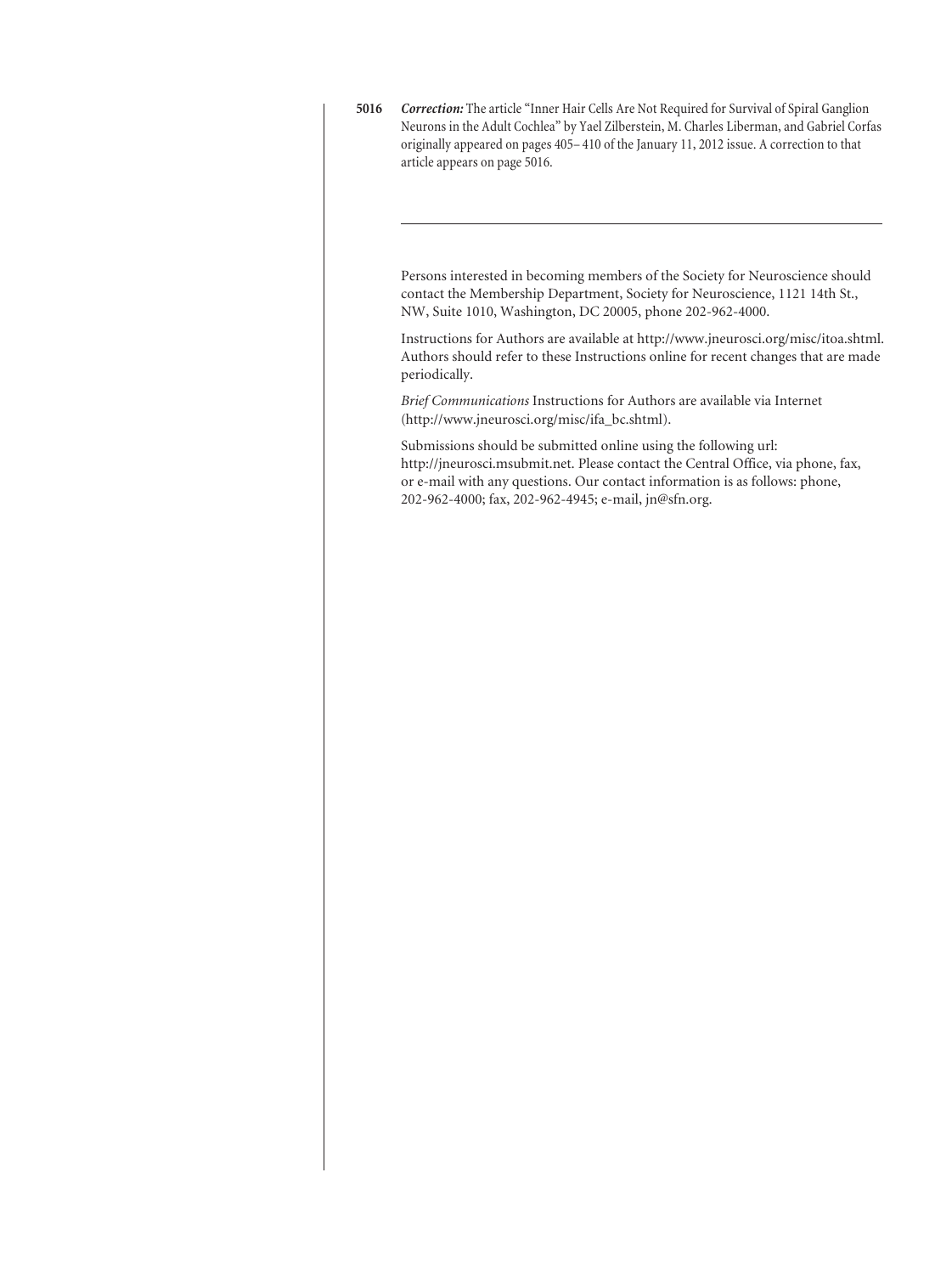**5016** ***Correction:*** The article "Inner Hair Cells Are Not Required for Survival of Spiral Ganglion Neurons in the Adult Cochlea" by Yael Zilberstein, M. Charles Liberman, and Gabriel Corfas originally appeared on pages 405–410 of the January 11, 2012 issue. A correction to that article appears on page 5016.

---

Persons interested in becoming members of the Society for Neuroscience should contact the Membership Department, Society for Neuroscience, 1121 14th St., NW, Suite 1010, Washington, DC 20005, phone 202-962-4000.

Instructions for Authors are available at http://www.jneurosci.org/misc/itoa.shtml. Authors should refer to these Instructions online for recent changes that are made periodically.

*Brief Communications* Instructions for Authors are available via Internet (http://www.jneurosci.org/misc/ifa_bc.shtml).

Submissions should be submitted online using the following url: http://jneurosci.msubmit.net. Please contact the Central Office, via phone, fax, or e-mail with any questions. Our contact information is as follows: phone, 202-962-4000; fax, 202-962-4945; e-mail, jn@sfn.org.